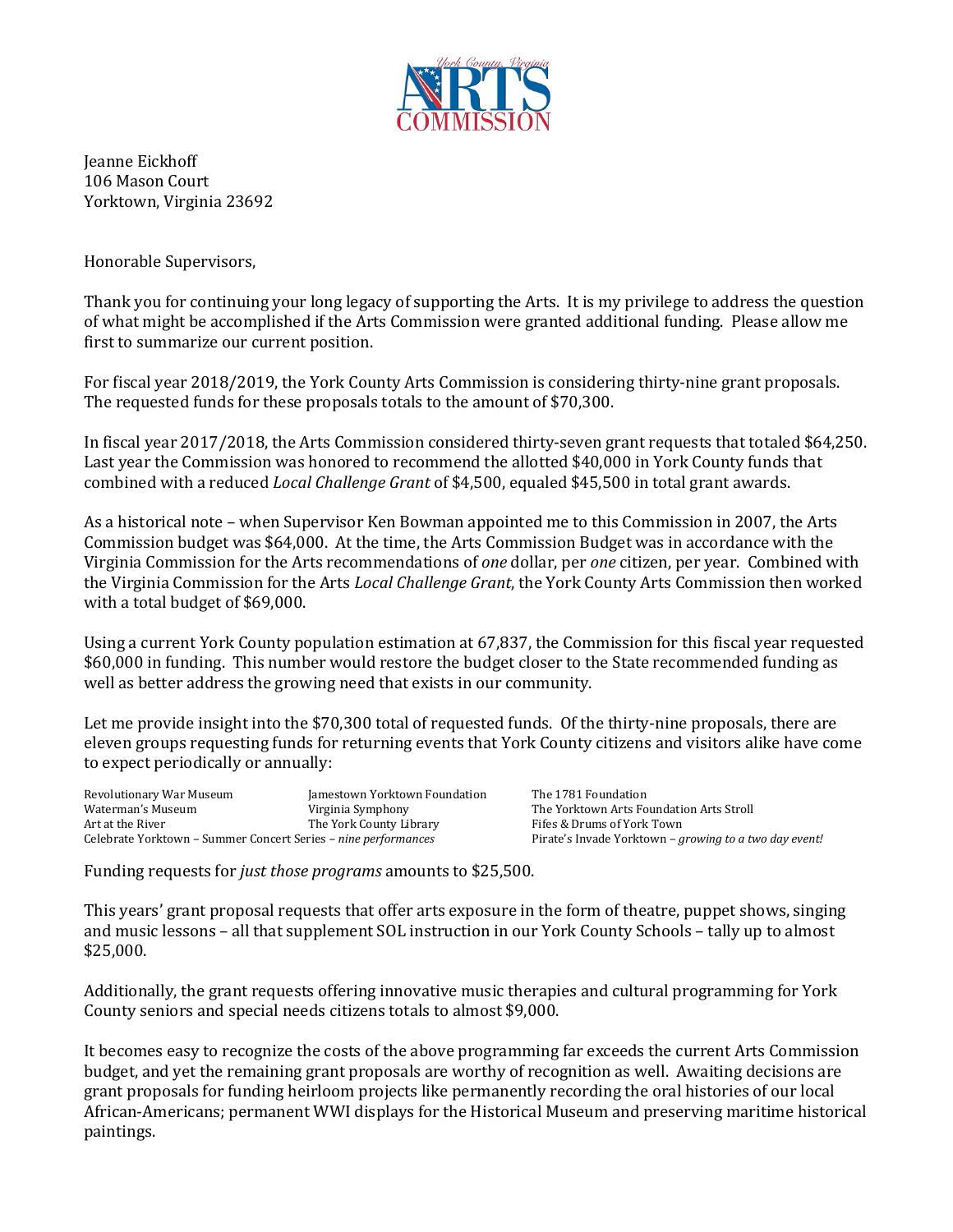Jeanne Eickhoff
106 Mason Court
Yorktown, Virginia 23692

Honorable Supervisors,

Thank you for continuing your long legacy of supporting the Arts. It is my privilege to address the question of what might be accomplished if the Arts Commission were granted additional funding. Please allow me first to summarize our current position.

For fiscal year 2018/2019, the York County Arts Commission is considering thirty-nine grant proposals. The requested funds for these proposals totals to the amount of $70,300.

In fiscal year 2017/2018, the Arts Commission considered thirty-seven grant requests that totaled $64,250. Last year the Commission was honored to recommend the allotted $40,000 in York County funds that combined with a reduced *Local Challenge Grant* of $4,500, equaled $45,500 in total grant awards.

As a historical note – when Supervisor Ken Bowman appointed me to this Commission in 2007, the Arts Commission budget was $64,000. At the time, the Arts Commission Budget was in accordance with the Virginia Commission for the Arts recommendations of *one* dollar, per *one* citizen, per year. Combined with the Virginia Commission for the Arts *Local Challenge Grant*, the York County Arts Commission then worked with a total budget of $69,000.

Using a current York County population estimation at 67,837, the Commission for this fiscal year requested $60,000 in funding. This number would restore the budget closer to the State recommended funding as well as better address the growing need that exists in our community.

Let me provide insight into the $70,300 total of requested funds. Of the thirty-nine proposals, there are eleven groups requesting funds for returning events that York County citizens and visitors alike have come to expect periodically or annually:

| | | |
|---|---|---|
| Revolutionary War Museum | Jamestown Yorktown Foundation | The 1781 Foundation |
| Waterman's Museum | Virginia Symphony | The Yorktown Arts Foundation Arts Stroll |
| Art at the River | The York County Library | Fifes & Drums of York Town |
| Celebrate Yorktown – Summer Concert Series – *nine performances* | | Pirate's Invade Yorktown – *growing to a two day event!* |

Funding requests for *just those programs* amounts to $25,500.

This years' grant proposal requests that offer arts exposure in the form of theatre, puppet shows, singing and music lessons – all that supplement SOL instruction in our York County Schools – tally up to almost $25,000.

Additionally, the grant requests offering innovative music therapies and cultural programming for York County seniors and special needs citizens totals to almost $9,000.

It becomes easy to recognize the costs of the above programming far exceeds the current Arts Commission budget, and yet the remaining grant proposals are worthy of recognition as well. Awaiting decisions are grant proposals for funding heirloom projects like permanently recording the oral histories of our local African-Americans; permanent WWI displays for the Historical Museum and preserving maritime historical paintings.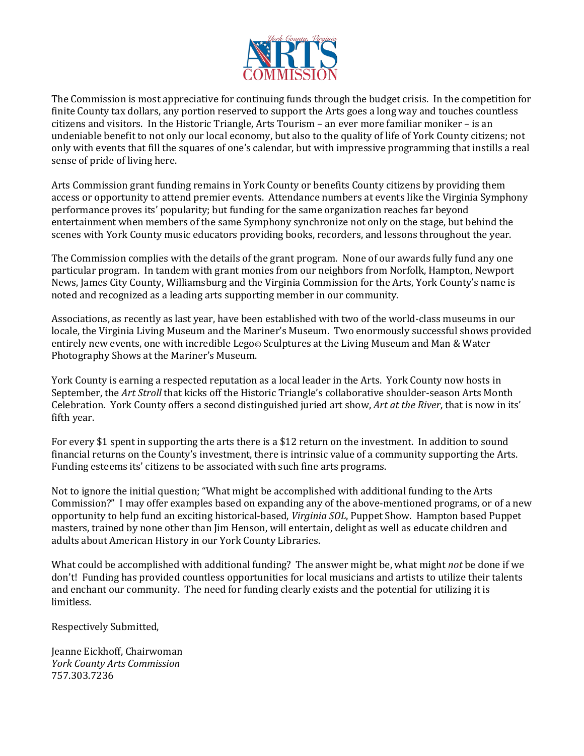The Commission is most appreciative for continuing funds through the budget crisis. In the competition for finite County tax dollars, any portion reserved to support the Arts goes a long way and touches countless citizens and visitors. In the Historic Triangle, Arts Tourism – an ever more familiar moniker – is an undeniable benefit to not only our local economy, but also to the quality of life of York County citizens; not only with events that fill the squares of one's calendar, but with impressive programming that instills a real sense of pride of living here.

Arts Commission grant funding remains in York County or benefits County citizens by providing them access or opportunity to attend premier events. Attendance numbers at events like the Virginia Symphony performance proves its' popularity; but funding for the same organization reaches far beyond entertainment when members of the same Symphony synchronize not only on the stage, but behind the scenes with York County music educators providing books, recorders, and lessons throughout the year.

The Commission complies with the details of the grant program. None of our awards fully fund any one particular program. In tandem with grant monies from our neighbors from Norfolk, Hampton, Newport News, James City County, Williamsburg and the Virginia Commission for the Arts, York County's name is noted and recognized as a leading arts supporting member in our community.

Associations, as recently as last year, have been established with two of the world-class museums in our locale, the Virginia Living Museum and the Mariner's Museum. Two enormously successful shows provided entirely new events, one with incredible Lego© Sculptures at the Living Museum and Man & Water Photography Shows at the Mariner's Museum.

York County is earning a respected reputation as a local leader in the Arts. York County now hosts in September, the *Art Stroll* that kicks off the Historic Triangle's collaborative shoulder-season Arts Month Celebration. York County offers a second distinguished juried art show, *Art at the River*, that is now in its' fifth year.

For every $1 spent in supporting the arts there is a $12 return on the investment. In addition to sound financial returns on the County's investment, there is intrinsic value of a community supporting the Arts. Funding esteems its' citizens to be associated with such fine arts programs.

Not to ignore the initial question; "What might be accomplished with additional funding to the Arts Commission?" I may offer examples based on expanding any of the above-mentioned programs, or of a new opportunity to help fund an exciting historical-based, *Virginia SOL*, Puppet Show. Hampton based Puppet masters, trained by none other than Jim Henson, will entertain, delight as well as educate children and adults about American History in our York County Libraries.

What could be accomplished with additional funding? The answer might be, what might *not* be done if we don't! Funding has provided countless opportunities for local musicians and artists to utilize their talents and enchant our community. The need for funding clearly exists and the potential for utilizing it is limitless.

Respectively Submitted,

Jeanne Eickhoff, Chairwoman  
*York County Arts Commission*  
757.303.7236